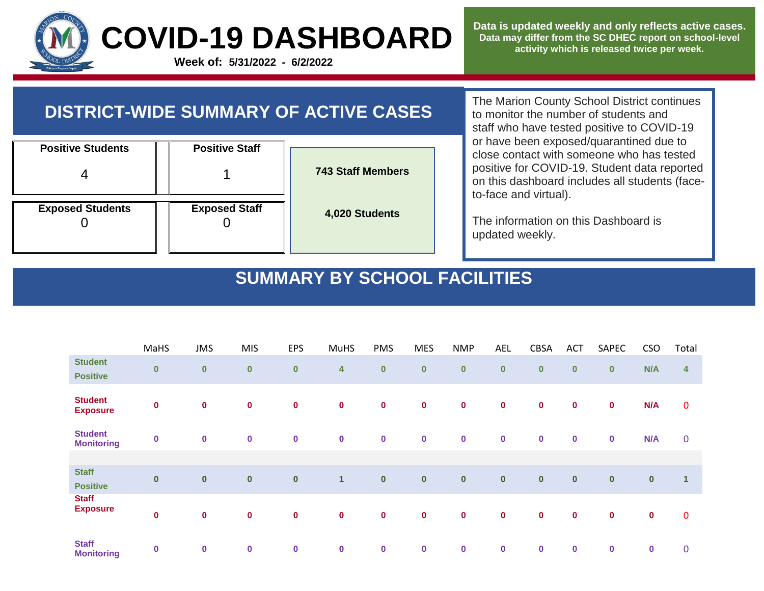# COVID-19 DASHBOARD

**Week of: 5/31/2022 - 6/2/2022**

**Data is updated weekly and only reflects active cases.**
**Data may differ from the SC DHEC report on school-level activity which is released twice per week.**

## DISTRICT-WIDE SUMMARY OF ACTIVE CASES

| Positive Students | Positive Staff |
|---|---|
| 4 | 1 |

| Exposed Students | Exposed Staff |
|---|---|
| 0 | 0 |

**743 Staff Members**

**4,020 Students**

The Marion County School District continues to monitor the number of students and staff who have tested positive to COVID-19 or have been exposed/quarantined due to close contact with someone who has tested positive for COVID-19. Student data reported on this dashboard includes all students (face-to-face and virtual).

The information on this Dashboard is updated weekly.

## SUMMARY BY SCHOOL FACILITIES

| | MaHS | JMS | MIS | EPS | MuHS | PMS | MES | NMP | AEL | CBSA | ACT | SAPEC | CSO | Total |
|---|---|---|---|---|---|---|---|---|---|---|---|---|---|---|
| **Student Positive** | 0 | 0 | 0 | 0 | 4 | 0 | 0 | 0 | 0 | 0 | 0 | 0 | N/A | 4 |
| **Student Exposure** | 0 | 0 | 0 | 0 | 0 | 0 | 0 | 0 | 0 | 0 | 0 | 0 | N/A | 0 |
| **Student Monitoring** | 0 | 0 | 0 | 0 | 0 | 0 | 0 | 0 | 0 | 0 | 0 | 0 | N/A | 0 |
| **Staff Positive** | 0 | 0 | 0 | 0 | 1 | 0 | 0 | 0 | 0 | 0 | 0 | 0 | 0 | 1 |
| **Staff Exposure** | 0 | 0 | 0 | 0 | 0 | 0 | 0 | 0 | 0 | 0 | 0 | 0 | 0 | 0 |
| **Staff Monitoring** | 0 | 0 | 0 | 0 | 0 | 0 | 0 | 0 | 0 | 0 | 0 | 0 | 0 | 0 |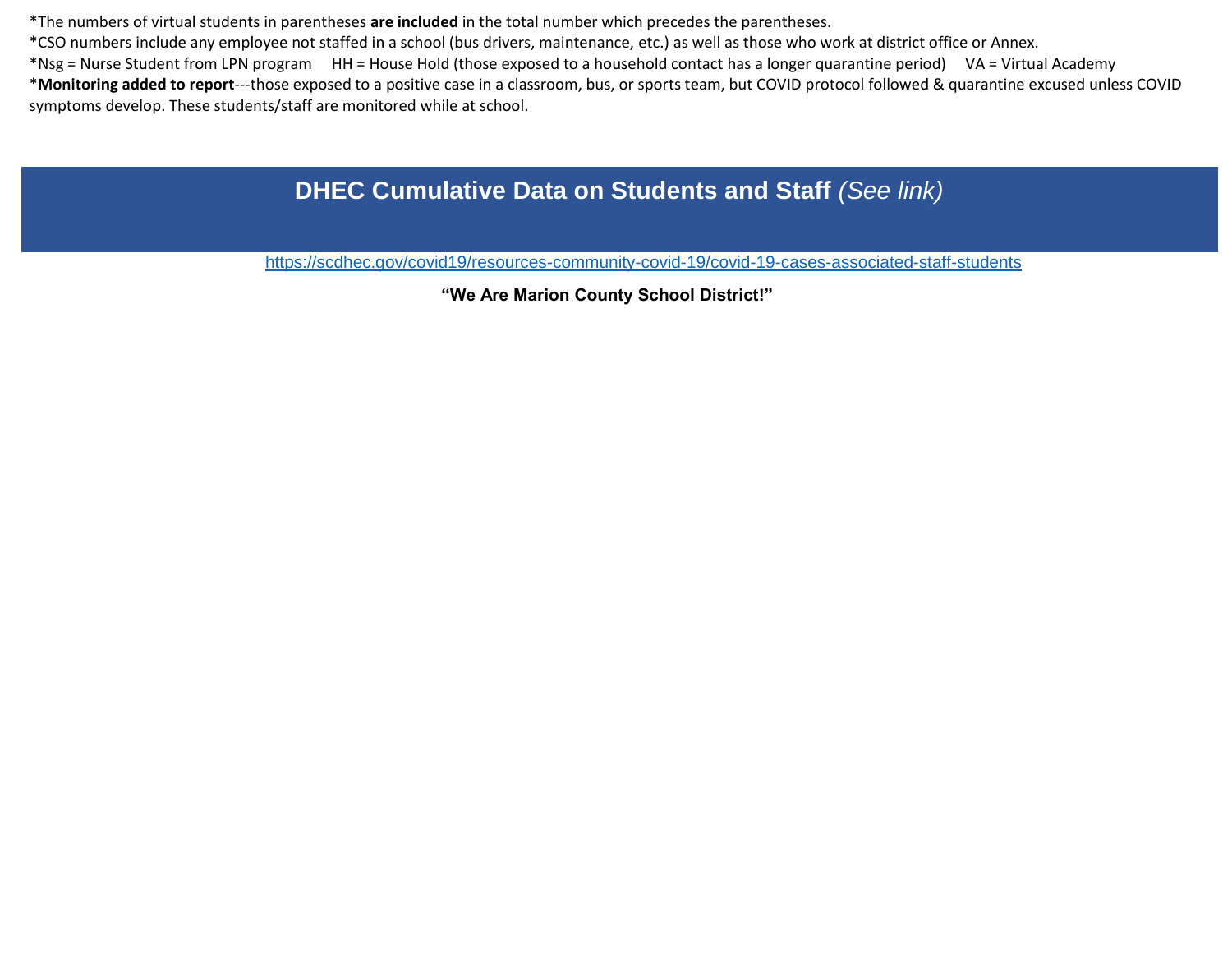*The numbers of virtual students in parentheses **are included** in the total number which precedes the parentheses.

*CSO numbers include any employee not staffed in a school (bus drivers, maintenance, etc.) as well as those who work at district office or Annex.

*Nsg = Nurse Student from LPN program     HH = House Hold (those exposed to a household contact has a longer quarantine period)     VA = Virtual Academy

***Monitoring added to report**---those exposed to a positive case in a classroom, bus, or sports team, but COVID protocol followed & quarantine excused unless COVID symptoms develop. These students/staff are monitored while at school.

## DHEC Cumulative Data on Students and Staff *(See link)*

https://scdhec.gov/covid19/resources-community-covid-19/covid-19-cases-associated-staff-students

**“We Are Marion County School District!”**